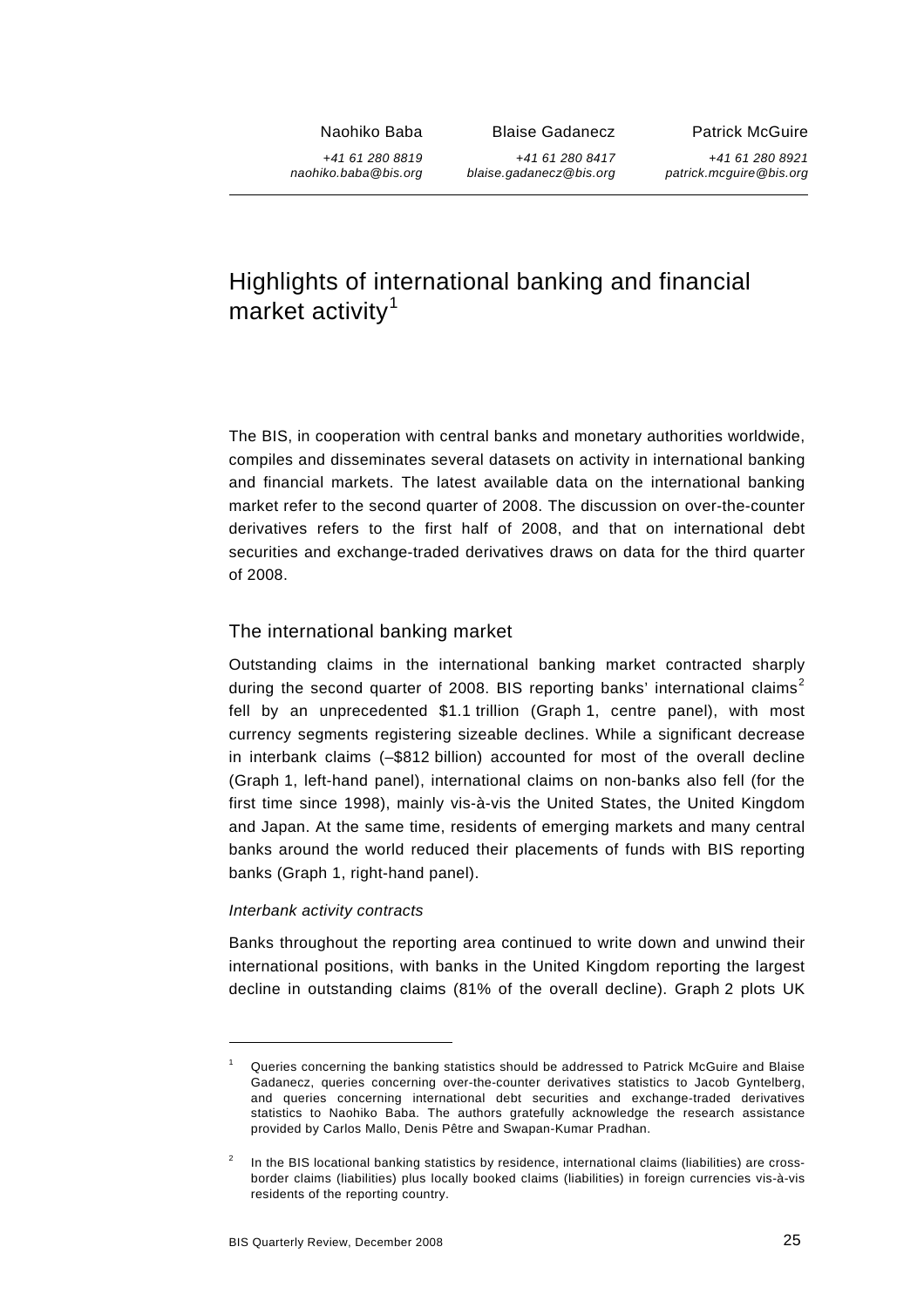Naohiko Baba
+41 61 280 8819
naohiko.baba@bis.org

Blaise Gadanecz
+41 61 280 8417
blaise.gadanecz@bis.org

Patrick McGuire
+41 61 280 8921
patrick.mcguire@bis.org

# Highlights of international banking and financial market activity[1]

The BIS, in cooperation with central banks and monetary authorities worldwide, compiles and disseminates several datasets on activity in international banking and financial markets. The latest available data on the international banking market refer to the second quarter of 2008. The discussion on over-the-counter derivatives refers to the first half of 2008, and that on international debt securities and exchange-traded derivatives draws on data for the third quarter of 2008.

## The international banking market

Outstanding claims in the international banking market contracted sharply during the second quarter of 2008. BIS reporting banks' international claims[2] fell by an unprecedented \$1.1 trillion (Graph 1, centre panel), with most currency segments registering sizeable declines. While a significant decrease in interbank claims (–\$812 billion) accounted for most of the overall decline (Graph 1, left-hand panel), international claims on non-banks also fell (for the first time since 1998), mainly vis-à-vis the United States, the United Kingdom and Japan. At the same time, residents of emerging markets and many central banks around the world reduced their placements of funds with BIS reporting banks (Graph 1, right-hand panel).

### *Interbank activity contracts*

Banks throughout the reporting area continued to write down and unwind their international positions, with banks in the United Kingdom reporting the largest decline in outstanding claims (81% of the overall decline). Graph 2 plots UK

---

[1] Queries concerning the banking statistics should be addressed to Patrick McGuire and Blaise Gadanecz, queries concerning over-the-counter derivatives statistics to Jacob Gyntelberg, and queries concerning international debt securities and exchange-traded derivatives statistics to Naohiko Baba. The authors gratefully acknowledge the research assistance provided by Carlos Mallo, Denis Pêtre and Swapan-Kumar Pradhan.

[2] In the BIS locational banking statistics by residence, international claims (liabilities) are cross-border claims (liabilities) plus locally booked claims (liabilities) in foreign currencies vis-à-vis residents of the reporting country.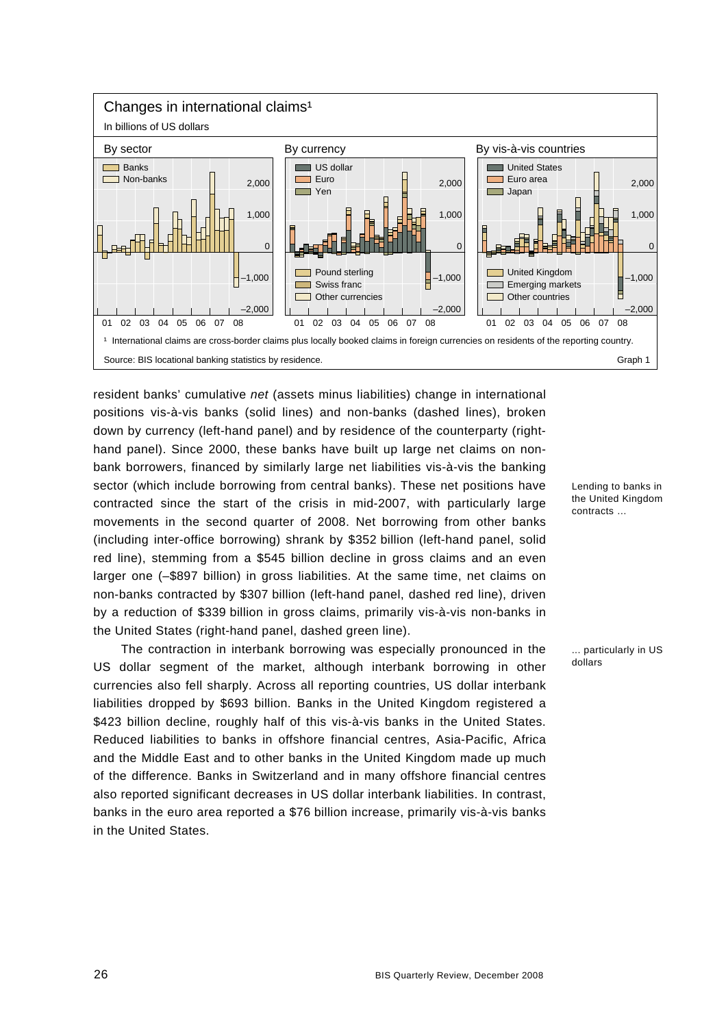**Changes in international claims**[1]

In billions of US dollars

By sector | By currency | By vis-à-vis countries

[1] International claims are cross-border claims plus locally booked claims in foreign currencies on residents of the reporting country.

Source: BIS locational banking statistics by residence. Graph 1

resident banks' cumulative *net* (assets minus liabilities) change in international positions vis-à-vis banks (solid lines) and non-banks (dashed lines), broken down by currency (left-hand panel) and by residence of the counterparty (right-hand panel). Since 2000, these banks have built up large net claims on non-bank borrowers, financed by similarly large net liabilities vis-à-vis the banking sector (which include borrowing from central banks). These net positions have contracted since the start of the crisis in mid-2007, with particularly large movements in the second quarter of 2008. Net borrowing from other banks (including inter-office borrowing) shrank by \$352 billion (left-hand panel, solid red line), stemming from a \$545 billion decline in gross claims and an even larger one (–\$897 billion) in gross liabilities. At the same time, net claims on non-banks contracted by \$307 billion (left-hand panel, dashed red line), driven by a reduction of \$339 billion in gross claims, primarily vis-à-vis non-banks in the United States (right-hand panel, dashed green line).

*Lending to banks in the United Kingdom contracts …*

The contraction in interbank borrowing was especially pronounced in the US dollar segment of the market, although interbank borrowing in other currencies also fell sharply. Across all reporting countries, US dollar interbank liabilities dropped by \$693 billion. Banks in the United Kingdom registered a \$423 billion decline, roughly half of this vis-à-vis banks in the United States. Reduced liabilities to banks in offshore financial centres, Asia-Pacific, Africa and the Middle East and to other banks in the United Kingdom made up much of the difference. Banks in Switzerland and in many offshore financial centres also reported significant decreases in US dollar interbank liabilities. In contrast, banks in the euro area reported a \$76 billion increase, primarily vis-à-vis banks in the United States.

*… particularly in US dollars*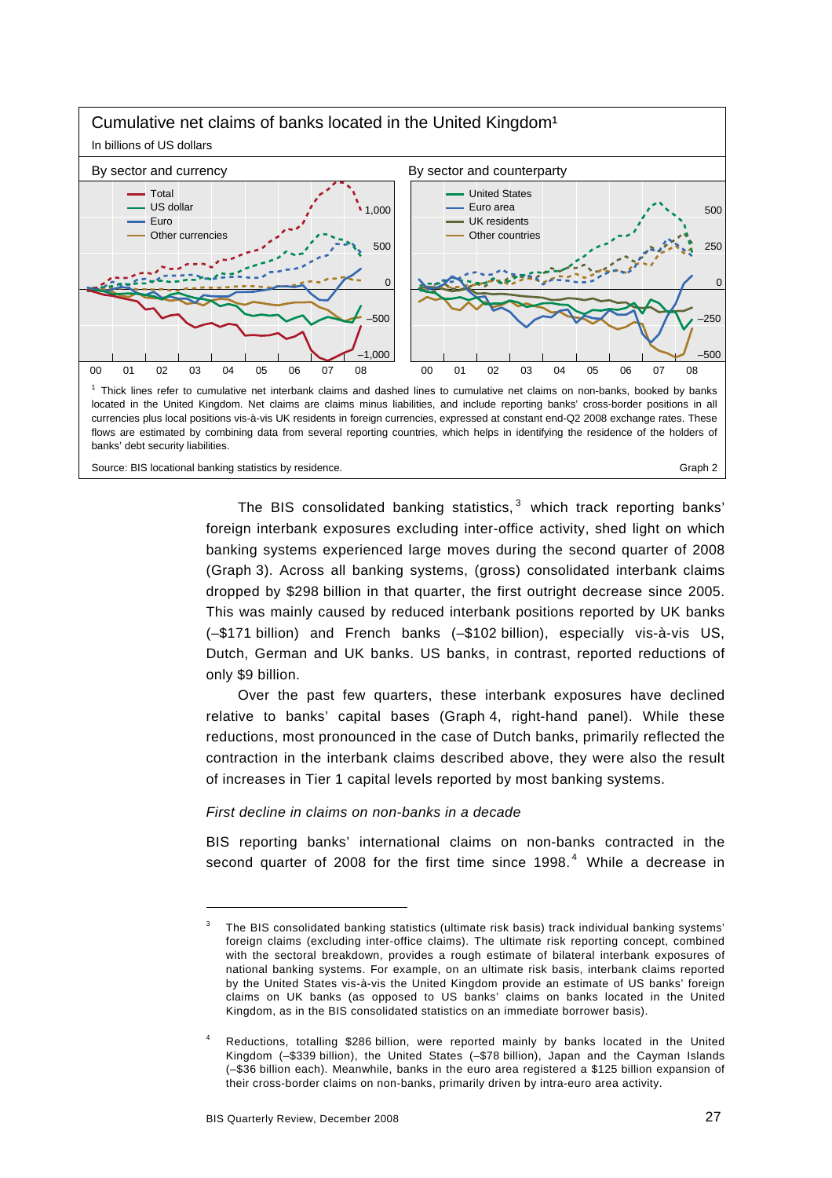**Cumulative net claims of banks located in the United Kingdom**[1]

In billions of US dollars

By sector and currency | By sector and counterparty

[1] Thick lines refer to cumulative net interbank claims and dashed lines to cumulative net claims on non-banks, booked by banks located in the United Kingdom. Net claims are claims minus liabilities, and include reporting banks' cross-border positions in all currencies plus local positions vis-à-vis UK residents in foreign currencies, expressed at constant end-Q2 2008 exchange rates. These flows are estimated by combining data from several reporting countries, which helps in identifying the residence of the holders of banks' debt security liabilities.

Source: BIS locational banking statistics by residence. Graph 2

The BIS consolidated banking statistics,[3] which track reporting banks' foreign interbank exposures excluding inter-office activity, shed light on which banking systems experienced large moves during the second quarter of 2008 (Graph 3). Across all banking systems, (gross) consolidated interbank claims dropped by $298 billion in that quarter, the first outright decrease since 2005. This was mainly caused by reduced interbank positions reported by UK banks (–$171 billion) and French banks (–$102 billion), especially vis-à-vis US, Dutch, German and UK banks. US banks, in contrast, reported reductions of only $9 billion.

Over the past few quarters, these interbank exposures have declined relative to banks' capital bases (Graph 4, right-hand panel). While these reductions, most pronounced in the case of Dutch banks, primarily reflected the contraction in the interbank claims described above, they were also the result of increases in Tier 1 capital levels reported by most banking systems.

*First decline in claims on non-banks in a decade*

BIS reporting banks' international claims on non-banks contracted in the second quarter of 2008 for the first time since 1998.[4] While a decrease in

[3] The BIS consolidated banking statistics (ultimate risk basis) track individual banking systems' foreign claims (excluding inter-office claims). The ultimate risk reporting concept, combined with the sectoral breakdown, provides a rough estimate of bilateral interbank exposures of national banking systems. For example, on an ultimate risk basis, interbank claims reported by the United States vis-à-vis the United Kingdom provide an estimate of US banks' foreign claims on UK banks (as opposed to US banks' claims on banks located in the United Kingdom, as in the BIS consolidated statistics on an immediate borrower basis).

[4] Reductions, totalling $286 billion, were reported mainly by banks located in the United Kingdom (–$339 billion), the United States (–$78 billion), Japan and the Cayman Islands (–$36 billion each). Meanwhile, banks in the euro area registered a $125 billion expansion of their cross-border claims on non-banks, primarily driven by intra-euro area activity.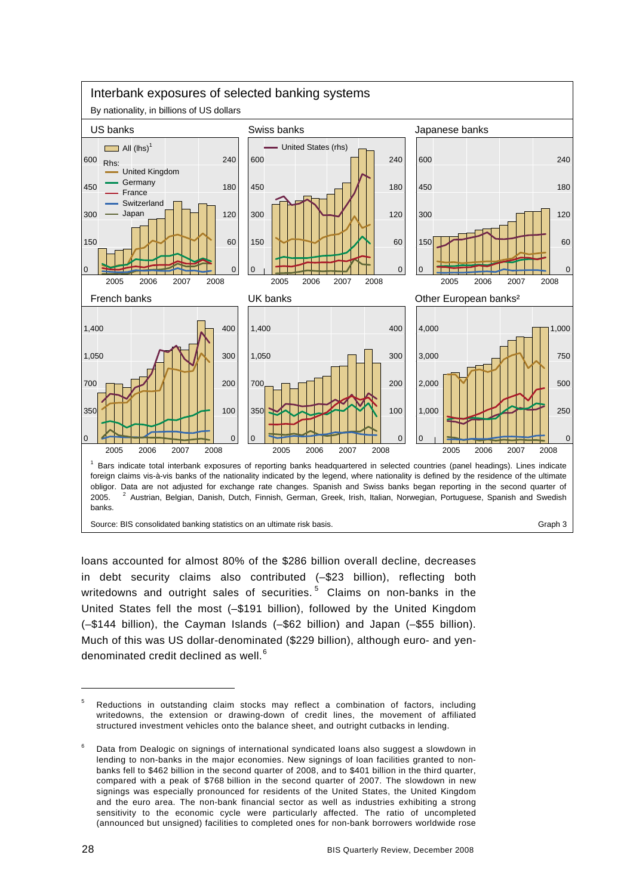**Interbank exposures of selected banking systems**

By nationality, in billions of US dollars

US banks | Swiss banks | Japanese banks | French banks | UK banks | Other European banks²

[1] Bars indicate total interbank exposures of reporting banks headquartered in selected countries (panel headings). Lines indicate foreign claims vis-à-vis banks of the nationality indicated by the legend, where nationality is defined by the residence of the ultimate obligor. Data are not adjusted for exchange rate changes. Spanish and Swiss banks began reporting in the second quarter of 2005. [2] Austrian, Belgian, Danish, Dutch, Finnish, German, Greek, Irish, Italian, Norwegian, Portuguese, Spanish and Swedish banks.

Source: BIS consolidated banking statistics on an ultimate risk basis.

Graph 3

loans accounted for almost 80% of the $286 billion overall decline, decreases in debt security claims also contributed (–$23 billion), reflecting both writedowns and outright sales of securities.[5] Claims on non-banks in the United States fell the most (–$191 billion), followed by the United Kingdom (–$144 billion), the Cayman Islands (–$62 billion) and Japan (–$55 billion). Much of this was US dollar-denominated ($229 billion), although euro- and yen-denominated credit declined as well.[6]

---

[5] Reductions in outstanding claim stocks may reflect a combination of factors, including writedowns, the extension or drawing-down of credit lines, the movement of affiliated structured investment vehicles onto the balance sheet, and outright cutbacks in lending.

[6] Data from Dealogic on signings of international syndicated loans also suggest a slowdown in lending to non-banks in the major economies. New signings of loan facilities granted to non-banks fell to $462 billion in the second quarter of 2008, and to $401 billion in the third quarter, compared with a peak of $768 billion in the second quarter of 2007. The slowdown in new signings was especially pronounced for residents of the United States, the United Kingdom and the euro area. The non-bank financial sector as well as industries exhibiting a strong sensitivity to the economic cycle were particularly affected. The ratio of uncompleted (announced but unsigned) facilities to completed ones for non-bank borrowers worldwide rose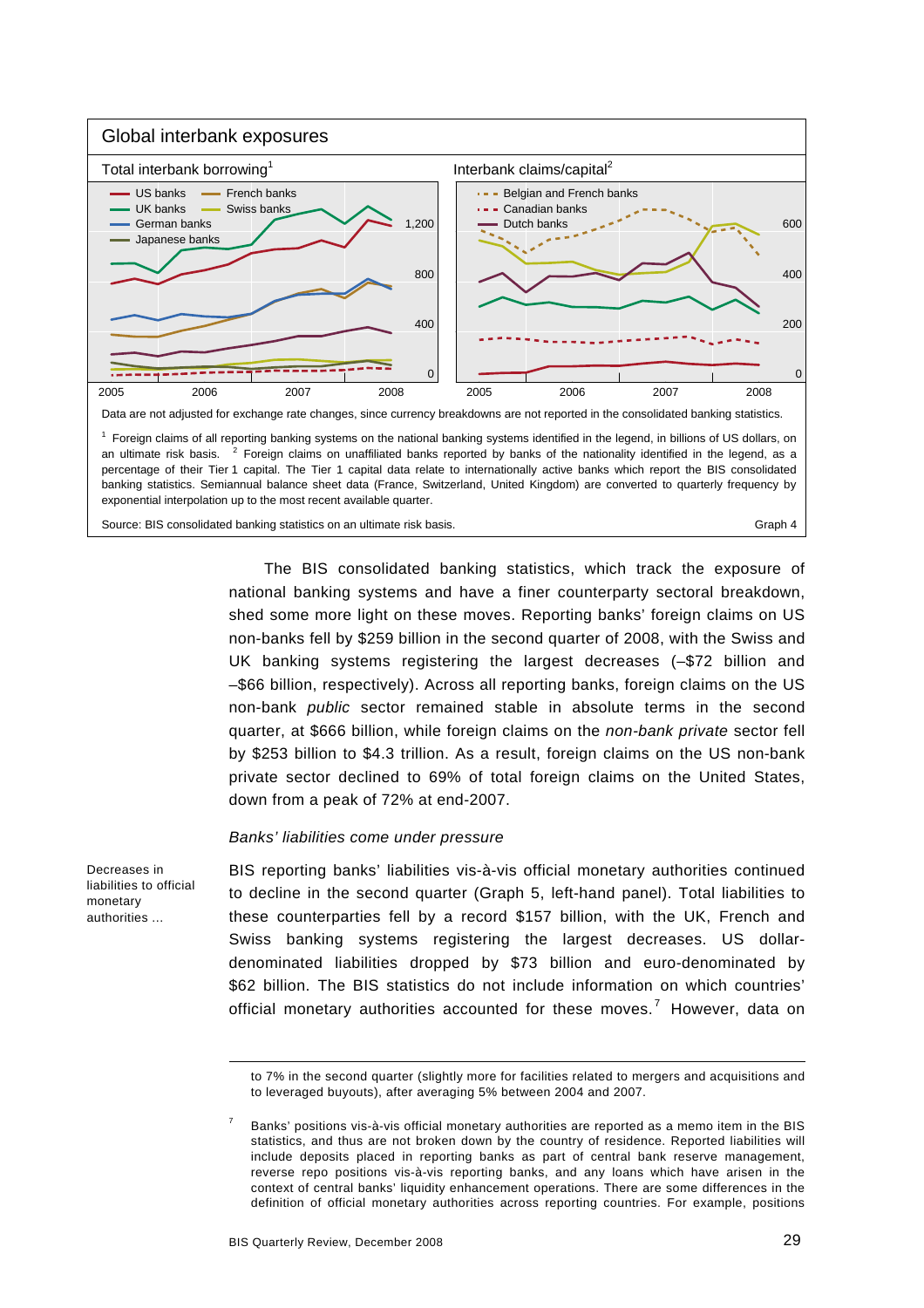**Global interbank exposures**

Total interbank borrowing[1]

Interbank claims/capital[2]

Data are not adjusted for exchange rate changes, since currency breakdowns are not reported in the consolidated banking statistics.

[1] Foreign claims of all reporting banking systems on the national banking systems identified in the legend, in billions of US dollars, on an ultimate risk basis. [2] Foreign claims on unaffiliated banks reported by banks of the nationality identified in the legend, as a percentage of their Tier 1 capital. The Tier 1 capital data relate to internationally active banks which report the BIS consolidated banking statistics. Semiannual balance sheet data (France, Switzerland, United Kingdom) are converted to quarterly frequency by exponential interpolation up to the most recent available quarter.

Source: BIS consolidated banking statistics on an ultimate risk basis.

Graph 4

The BIS consolidated banking statistics, which track the exposure of national banking systems and have a finer counterparty sectoral breakdown, shed some more light on these moves. Reporting banks' foreign claims on US non-banks fell by $259 billion in the second quarter of 2008, with the Swiss and UK banking systems registering the largest decreases (–$72 billion and –$66 billion, respectively). Across all reporting banks, foreign claims on the US non-bank *public* sector remained stable in absolute terms in the second quarter, at $666 billion, while foreign claims on the *non-bank private* sector fell by $253 billion to $4.3 trillion. As a result, foreign claims on the US non-bank private sector declined to 69% of total foreign claims on the United States, down from a peak of 72% at end-2007.

### *Banks' liabilities come under pressure*

Decreases in liabilities to official monetary authorities …

BIS reporting banks' liabilities vis-à-vis official monetary authorities continued to decline in the second quarter (Graph 5, left-hand panel). Total liabilities to these counterparties fell by a record $157 billion, with the UK, French and Swiss banking systems registering the largest decreases. US dollar-denominated liabilities dropped by $73 billion and euro-denominated by $62 billion. The BIS statistics do not include information on which countries' official monetary authorities accounted for these moves.[7] However, data on

to 7% in the second quarter (slightly more for facilities related to mergers and acquisitions and to leveraged buyouts), after averaging 5% between 2004 and 2007.

[7] Banks' positions vis-à-vis official monetary authorities are reported as a memo item in the BIS statistics, and thus are not broken down by the country of residence. Reported liabilities will include deposits placed in reporting banks as part of central bank reserve management, reverse repo positions vis-à-vis reporting banks, and any loans which have arisen in the context of central banks' liquidity enhancement operations. There are some differences in the definition of official monetary authorities across reporting countries. For example, positions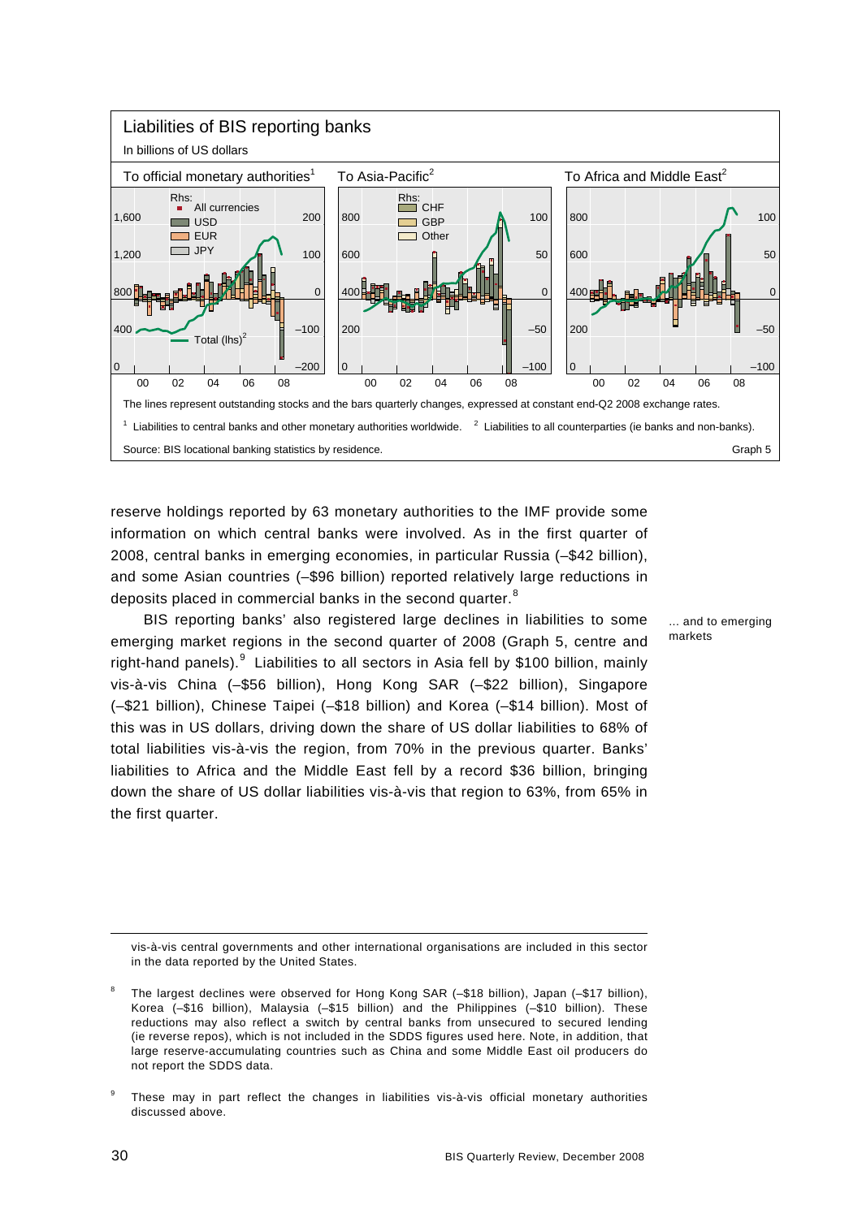**Liabilities of BIS reporting banks**

In billions of US dollars

To official monetary authorities[1] | To Asia-Pacific[2] | To Africa and Middle East[2]

The lines represent outstanding stocks and the bars quarterly changes, expressed at constant end-Q2 2008 exchange rates.

[1] Liabilities to central banks and other monetary authorities worldwide. [2] Liabilities to all counterparties (ie banks and non-banks).

Source: BIS locational banking statistics by residence. Graph 5

reserve holdings reported by 63 monetary authorities to the IMF provide some information on which central banks were involved. As in the first quarter of 2008, central banks in emerging economies, in particular Russia (–$42 billion), and some Asian countries (–$96 billion) reported relatively large reductions in deposits placed in commercial banks in the second quarter.[8]

*... and to emerging markets*

BIS reporting banks' also registered large declines in liabilities to some emerging market regions in the second quarter of 2008 (Graph 5, centre and right-hand panels).[9] Liabilities to all sectors in Asia fell by $100 billion, mainly vis-à-vis China (–$56 billion), Hong Kong SAR (–$22 billion), Singapore (–$21 billion), Chinese Taipei (–$18 billion) and Korea (–$14 billion). Most of this was in US dollars, driving down the share of US dollar liabilities to 68% of total liabilities vis-à-vis the region, from 70% in the previous quarter. Banks' liabilities to Africa and the Middle East fell by a record $36 billion, bringing down the share of US dollar liabilities vis-à-vis that region to 63%, from 65% in the first quarter.

---

vis-à-vis central governments and other international organisations are included in this sector in the data reported by the United States.

[8] The largest declines were observed for Hong Kong SAR (–$18 billion), Japan (–$17 billion), Korea (–$16 billion), Malaysia (–$15 billion) and the Philippines (–$10 billion). These reductions may also reflect a switch by central banks from unsecured to secured lending (ie reverse repos), which is not included in the SDDS figures used here. Note, in addition, that large reserve-accumulating countries such as China and some Middle East oil producers do not report the SDDS data.

[9] These may in part reflect the changes in liabilities vis-à-vis official monetary authorities discussed above.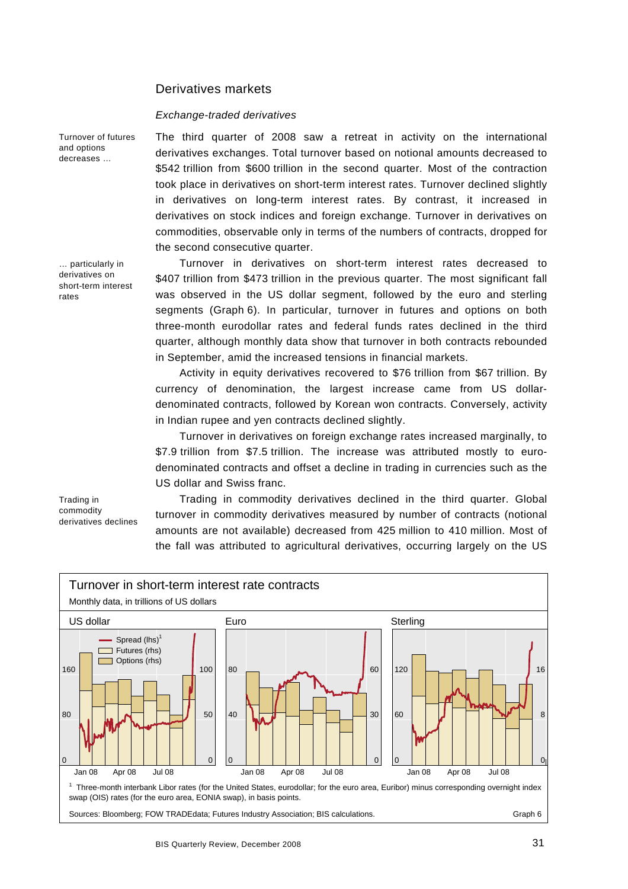## Derivatives markets

### *Exchange-traded derivatives*

Turnover of futures and options decreases …

The third quarter of 2008 saw a retreat in activity on the international derivatives exchanges. Total turnover based on notional amounts decreased to \$542 trillion from \$600 trillion in the second quarter. Most of the contraction took place in derivatives on short-term interest rates. Turnover declined slightly in derivatives on long-term interest rates. By contrast, it increased in derivatives on stock indices and foreign exchange. Turnover in derivatives on commodities, observable only in terms of the numbers of contracts, dropped for the second consecutive quarter.

… particularly in derivatives on short-term interest rates

Turnover in derivatives on short-term interest rates decreased to \$407 trillion from \$473 trillion in the previous quarter. The most significant fall was observed in the US dollar segment, followed by the euro and sterling segments (Graph 6). In particular, turnover in futures and options on both three-month eurodollar rates and federal funds rates declined in the third quarter, although monthly data show that turnover in both contracts rebounded in September, amid the increased tensions in financial markets.

Activity in equity derivatives recovered to \$76 trillion from \$67 trillion. By currency of denomination, the largest increase came from US dollar-denominated contracts, followed by Korean won contracts. Conversely, activity in Indian rupee and yen contracts declined slightly.

Turnover in derivatives on foreign exchange rates increased marginally, to \$7.9 trillion from \$7.5 trillion. The increase was attributed mostly to euro-denominated contracts and offset a decline in trading in currencies such as the US dollar and Swiss franc.

Trading in commodity derivatives declines

Trading in commodity derivatives declined in the third quarter. Global turnover in commodity derivatives measured by number of contracts (notional amounts are not available) decreased from 425 million to 410 million. Most of the fall was attributed to agricultural derivatives, occurring largely on the US

**Turnover in short-term interest rate contracts**

Monthly data, in trillions of US dollars

Panels: US dollar; Euro; Sterling. Legend: Spread (lhs)[1]; Futures (rhs); Options (rhs).

[1] Three-month interbank Libor rates (for the United States, eurodollar; for the euro area, Euribor) minus corresponding overnight index swap (OIS) rates (for the euro area, EONIA swap), in basis points.

Sources: Bloomberg; FOW TRADEdata; Futures Industry Association; BIS calculations. Graph 6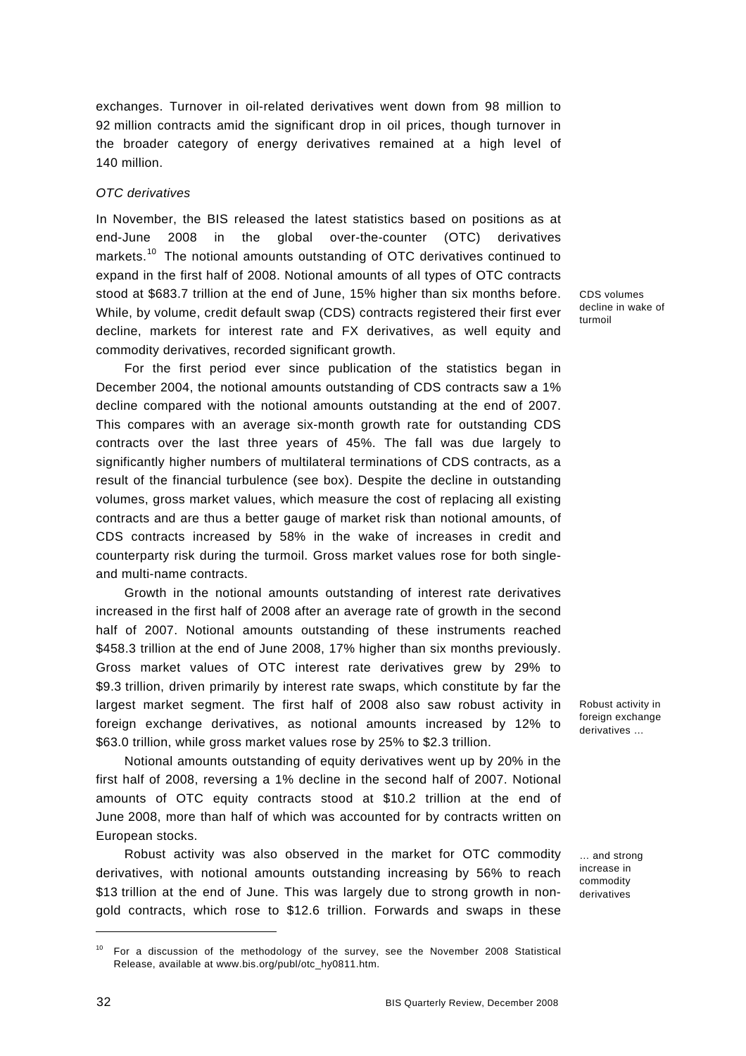exchanges. Turnover in oil-related derivatives went down from 98 million to 92 million contracts amid the significant drop in oil prices, though turnover in the broader category of energy derivatives remained at a high level of 140 million.

*OTC derivatives*

In November, the BIS released the latest statistics based on positions as at end-June 2008 in the global over-the-counter (OTC) derivatives markets.[10] The notional amounts outstanding of OTC derivatives continued to expand in the first half of 2008. Notional amounts of all types of OTC contracts stood at $683.7 trillion at the end of June, 15% higher than six months before. While, by volume, credit default swap (CDS) contracts registered their first ever decline, markets for interest rate and FX derivatives, as well equity and commodity derivatives, recorded significant growth.

CDS volumes decline in wake of turmoil

For the first period ever since publication of the statistics began in December 2004, the notional amounts outstanding of CDS contracts saw a 1% decline compared with the notional amounts outstanding at the end of 2007. This compares with an average six-month growth rate for outstanding CDS contracts over the last three years of 45%. The fall was due largely to significantly higher numbers of multilateral terminations of CDS contracts, as a result of the financial turbulence (see box). Despite the decline in outstanding volumes, gross market values, which measure the cost of replacing all existing contracts and are thus a better gauge of market risk than notional amounts, of CDS contracts increased by 58% in the wake of increases in credit and counterparty risk during the turmoil. Gross market values rose for both single- and multi-name contracts.

Growth in the notional amounts outstanding of interest rate derivatives increased in the first half of 2008 after an average rate of growth in the second half of 2007. Notional amounts outstanding of these instruments reached $458.3 trillion at the end of June 2008, 17% higher than six months previously. Gross market values of OTC interest rate derivatives grew by 29% to $9.3 trillion, driven primarily by interest rate swaps, which constitute by far the largest market segment. The first half of 2008 also saw robust activity in foreign exchange derivatives, as notional amounts increased by 12% to $63.0 trillion, while gross market values rose by 25% to $2.3 trillion.

Robust activity in foreign exchange derivatives …

Notional amounts outstanding of equity derivatives went up by 20% in the first half of 2008, reversing a 1% decline in the second half of 2007. Notional amounts of OTC equity contracts stood at $10.2 trillion at the end of June 2008, more than half of which was accounted for by contracts written on European stocks.

… and strong increase in commodity derivatives

Robust activity was also observed in the market for OTC commodity derivatives, with notional amounts outstanding increasing by 56% to reach $13 trillion at the end of June. This was largely due to strong growth in non-gold contracts, which rose to $12.6 trillion. Forwards and swaps in these

---

[10] For a discussion of the methodology of the survey, see the November 2008 Statistical Release, available at www.bis.org/publ/otc_hy0811.htm.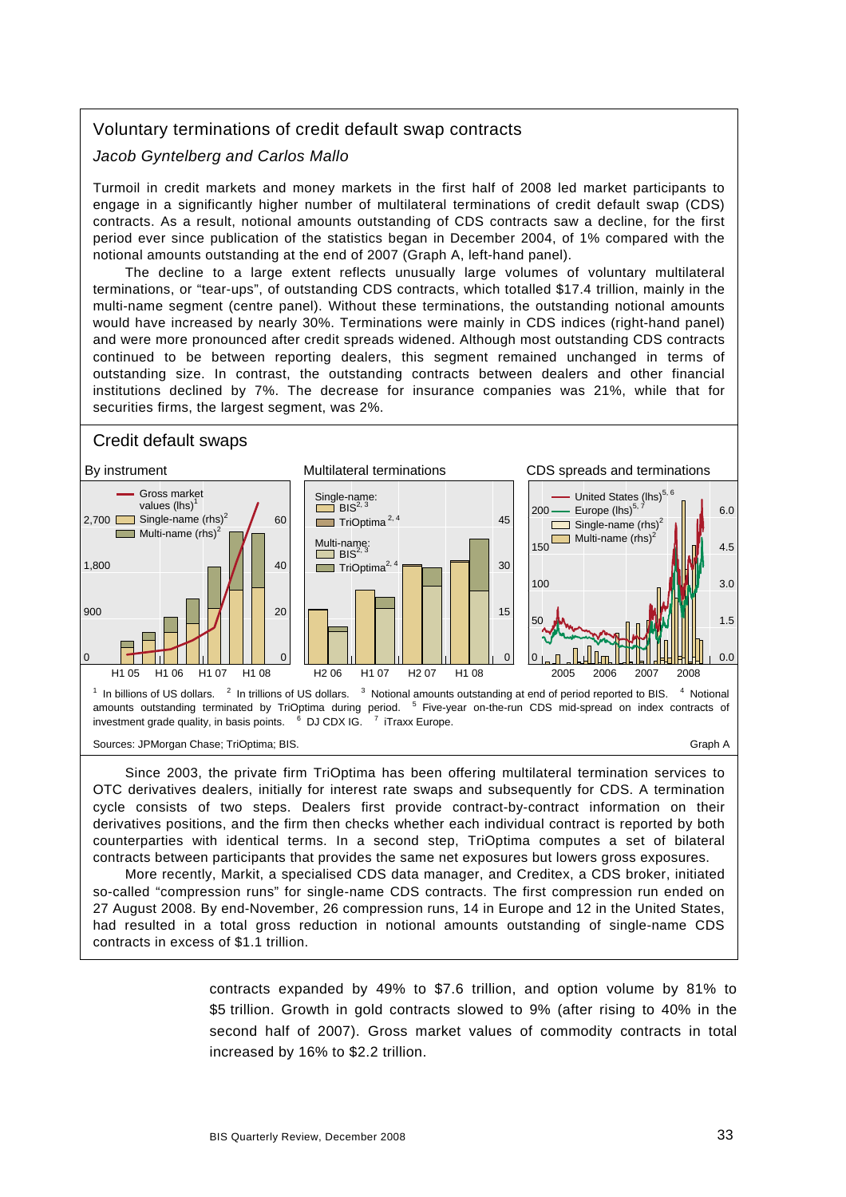## Voluntary terminations of credit default swap contracts

*Jacob Gyntelberg and Carlos Mallo*

Turmoil in credit markets and money markets in the first half of 2008 led market participants to engage in a significantly higher number of multilateral terminations of credit default swap (CDS) contracts. As a result, notional amounts outstanding of CDS contracts saw a decline, for the first period ever since publication of the statistics began in December 2004, of 1% compared with the notional amounts outstanding at the end of 2007 (Graph A, left-hand panel).

The decline to a large extent reflects unusually large volumes of voluntary multilateral terminations, or "tear-ups", of outstanding CDS contracts, which totalled $17.4 trillion, mainly in the multi-name segment (centre panel). Without these terminations, the outstanding notional amounts would have increased by nearly 30%. Terminations were mainly in CDS indices (right-hand panel) and were more pronounced after credit spreads widened. Although most outstanding CDS contracts continued to be between reporting dealers, this segment remained unchanged in terms of outstanding size. In contrast, the outstanding contracts between dealers and other financial institutions declined by 7%. The decrease for insurance companies was 21%, while that for securities firms, the largest segment, was 2%.

### Credit default swaps

By instrument | Multilateral terminations | CDS spreads and terminations

[1] In billions of US dollars. [2] In trillions of US dollars. [3] Notional amounts outstanding at end of period reported to BIS. [4] Notional amounts outstanding terminated by TriOptima during period. [5] Five-year on-the-run CDS mid-spread on index contracts of investment grade quality, in basis points. [6] DJ CDX IG. [7] iTraxx Europe.

Sources: JPMorgan Chase; TriOptima; BIS. Graph A

Since 2003, the private firm TriOptima has been offering multilateral termination services to OTC derivatives dealers, initially for interest rate swaps and subsequently for CDS. A termination cycle consists of two steps. Dealers first provide contract-by-contract information on their derivatives positions, and the firm then checks whether each individual contract is reported by both counterparties with identical terms. In a second step, TriOptima computes a set of bilateral contracts between participants that provides the same net exposures but lowers gross exposures.

More recently, Markit, a specialised CDS data manager, and Creditex, a CDS broker, initiated so-called "compression runs" for single-name CDS contracts. The first compression run ended on 27 August 2008. By end-November, 26 compression runs, 14 in Europe and 12 in the United States, had resulted in a total gross reduction in notional amounts outstanding of single-name CDS contracts in excess of $1.1 trillion.

contracts expanded by 49% to $7.6 trillion, and option volume by 81% to $5 trillion. Growth in gold contracts slowed to 9% (after rising to 40% in the second half of 2007). Gross market values of commodity contracts in total increased by 16% to $2.2 trillion.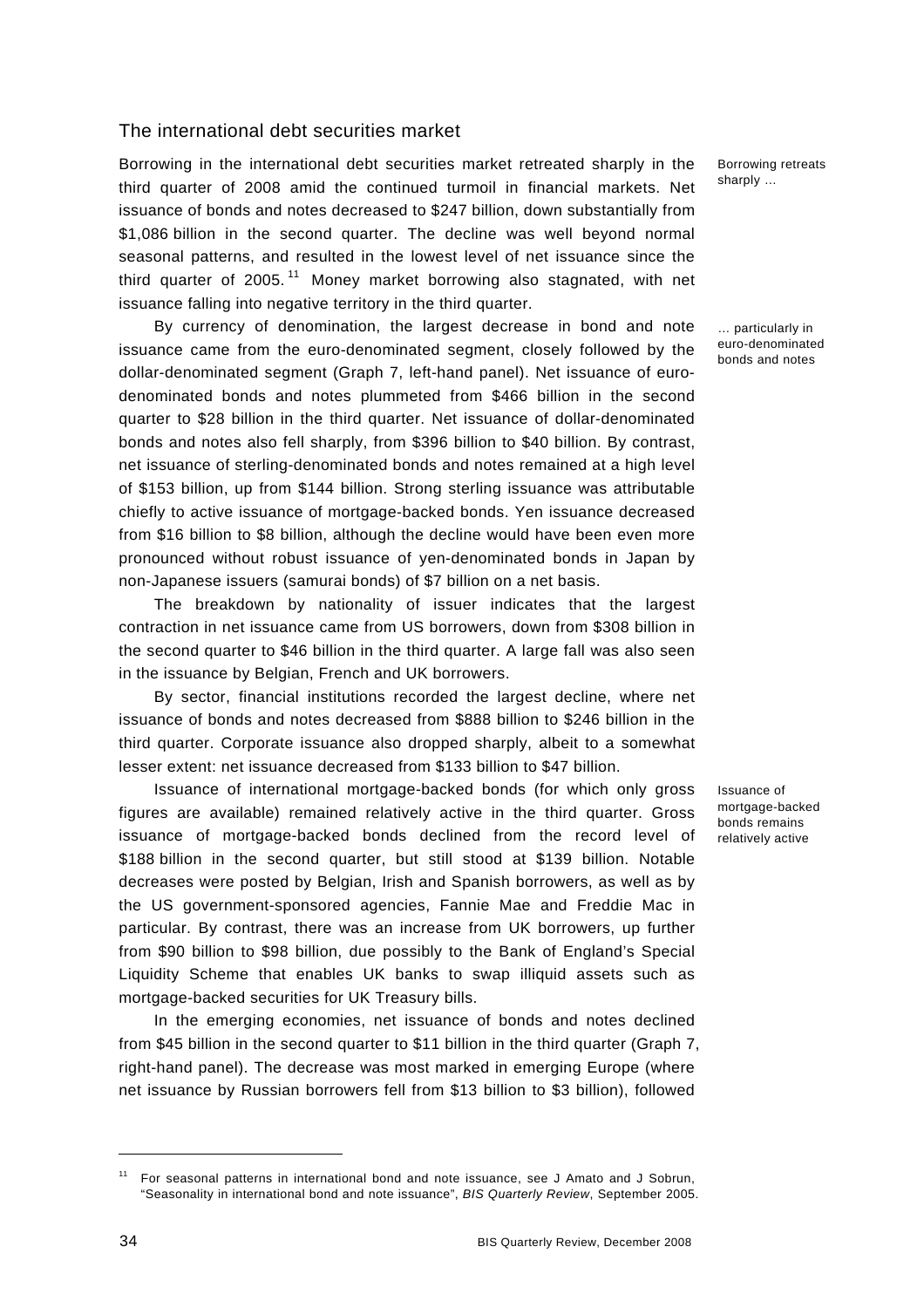## The international debt securities market

*Borrowing retreats sharply …*

Borrowing in the international debt securities market retreated sharply in the third quarter of 2008 amid the continued turmoil in financial markets. Net issuance of bonds and notes decreased to $247 billion, down substantially from $1,086 billion in the second quarter. The decline was well beyond normal seasonal patterns, and resulted in the lowest level of net issuance since the third quarter of 2005.[11] Money market borrowing also stagnated, with net issuance falling into negative territory in the third quarter.

*… particularly in euro-denominated bonds and notes*

By currency of denomination, the largest decrease in bond and note issuance came from the euro-denominated segment, closely followed by the dollar-denominated segment (Graph 7, left-hand panel). Net issuance of euro-denominated bonds and notes plummeted from $466 billion in the second quarter to $28 billion in the third quarter. Net issuance of dollar-denominated bonds and notes also fell sharply, from $396 billion to $40 billion. By contrast, net issuance of sterling-denominated bonds and notes remained at a high level of $153 billion, up from $144 billion. Strong sterling issuance was attributable chiefly to active issuance of mortgage-backed bonds. Yen issuance decreased from $16 billion to $8 billion, although the decline would have been even more pronounced without robust issuance of yen-denominated bonds in Japan by non-Japanese issuers (samurai bonds) of $7 billion on a net basis.

The breakdown by nationality of issuer indicates that the largest contraction in net issuance came from US borrowers, down from $308 billion in the second quarter to $46 billion in the third quarter. A large fall was also seen in the issuance by Belgian, French and UK borrowers.

By sector, financial institutions recorded the largest decline, where net issuance of bonds and notes decreased from $888 billion to $246 billion in the third quarter. Corporate issuance also dropped sharply, albeit to a somewhat lesser extent: net issuance decreased from $133 billion to $47 billion.

*Issuance of mortgage-backed bonds remains relatively active*

Issuance of international mortgage-backed bonds (for which only gross figures are available) remained relatively active in the third quarter. Gross issuance of mortgage-backed bonds declined from the record level of $188 billion in the second quarter, but still stood at $139 billion. Notable decreases were posted by Belgian, Irish and Spanish borrowers, as well as by the US government-sponsored agencies, Fannie Mae and Freddie Mac in particular. By contrast, there was an increase from UK borrowers, up further from $90 billion to $98 billion, due possibly to the Bank of England's Special Liquidity Scheme that enables UK banks to swap illiquid assets such as mortgage-backed securities for UK Treasury bills.

In the emerging economies, net issuance of bonds and notes declined from $45 billion in the second quarter to $11 billion in the third quarter (Graph 7, right-hand panel). The decrease was most marked in emerging Europe (where net issuance by Russian borrowers fell from $13 billion to $3 billion), followed

---

[11] For seasonal patterns in international bond and note issuance, see J Amato and J Sobrun, "Seasonality in international bond and note issuance", *BIS Quarterly Review*, September 2005.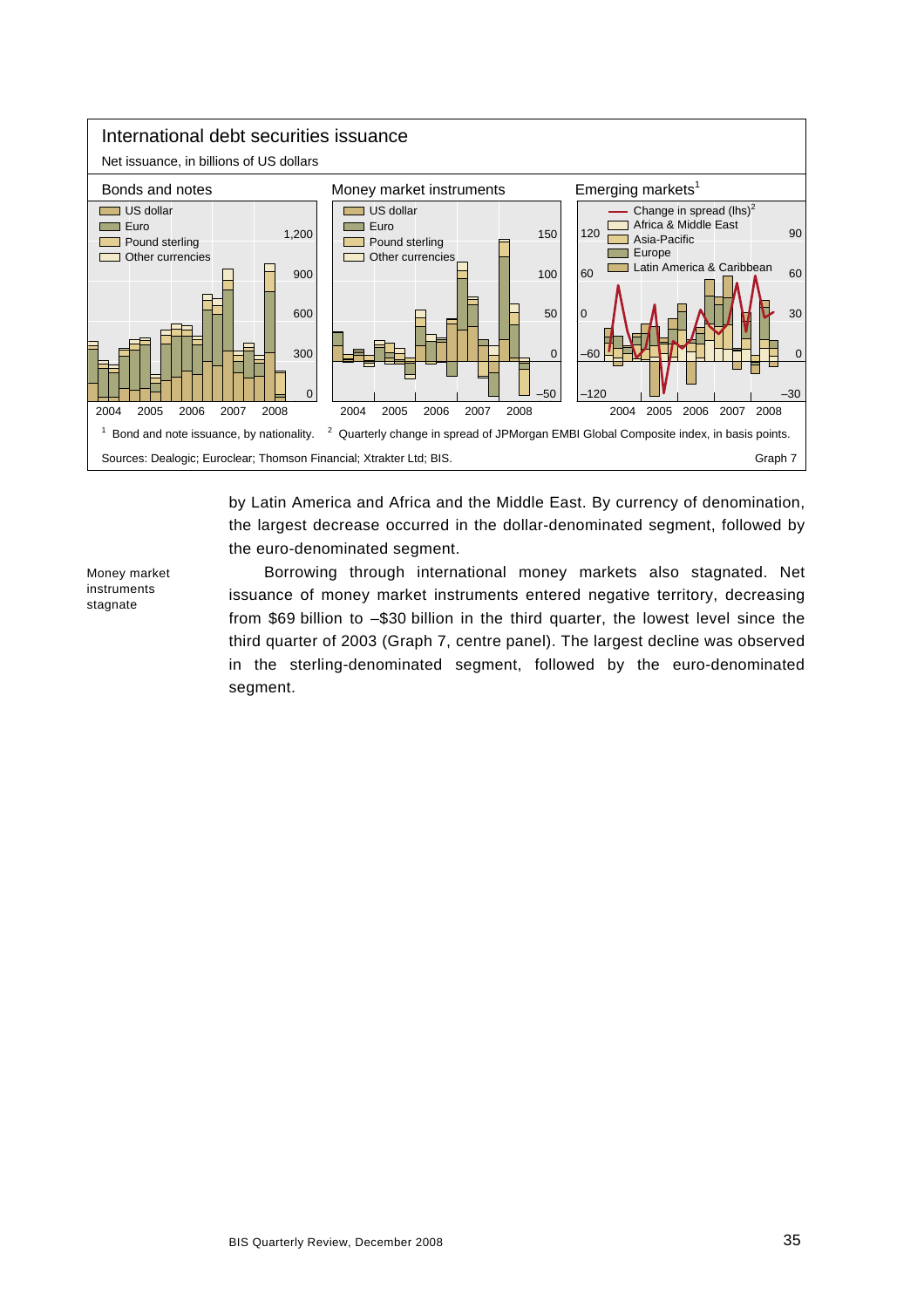International debt securities issuance

Net issuance, in billions of US dollars

Bonds and notes

US dollar
Euro
Pound sterling
Other currencies

1,200
900
600
300
0

2004 2005 2006 2007 2008

Money market instruments

US dollar
Euro
Pound sterling
Other currencies

150
100
50
0
–50

2004 2005 2006 2007 2008

Emerging markets[1]

Change in spread (lhs)[2]
Africa & Middle East
Asia-Pacific
Europe
Latin America & Caribbean

120
60
0
–60
–120

90
60
30
0
–30

2004 2005 2006 2007 2008

[1] Bond and note issuance, by nationality. [2] Quarterly change in spread of JPMorgan EMBI Global Composite index, in basis points.

Sources: Dealogic; Euroclear; Thomson Financial; Xtrakter Ltd; BIS. Graph 7

by Latin America and Africa and the Middle East. By currency of denomination, the largest decrease occurred in the dollar-denominated segment, followed by the euro-denominated segment.

*Money market instruments stagnate*

Borrowing through international money markets also stagnated. Net issuance of money market instruments entered negative territory, decreasing from $69 billion to –$30 billion in the third quarter, the lowest level since the third quarter of 2003 (Graph 7, centre panel). The largest decline was observed in the sterling-denominated segment, followed by the euro-denominated segment.